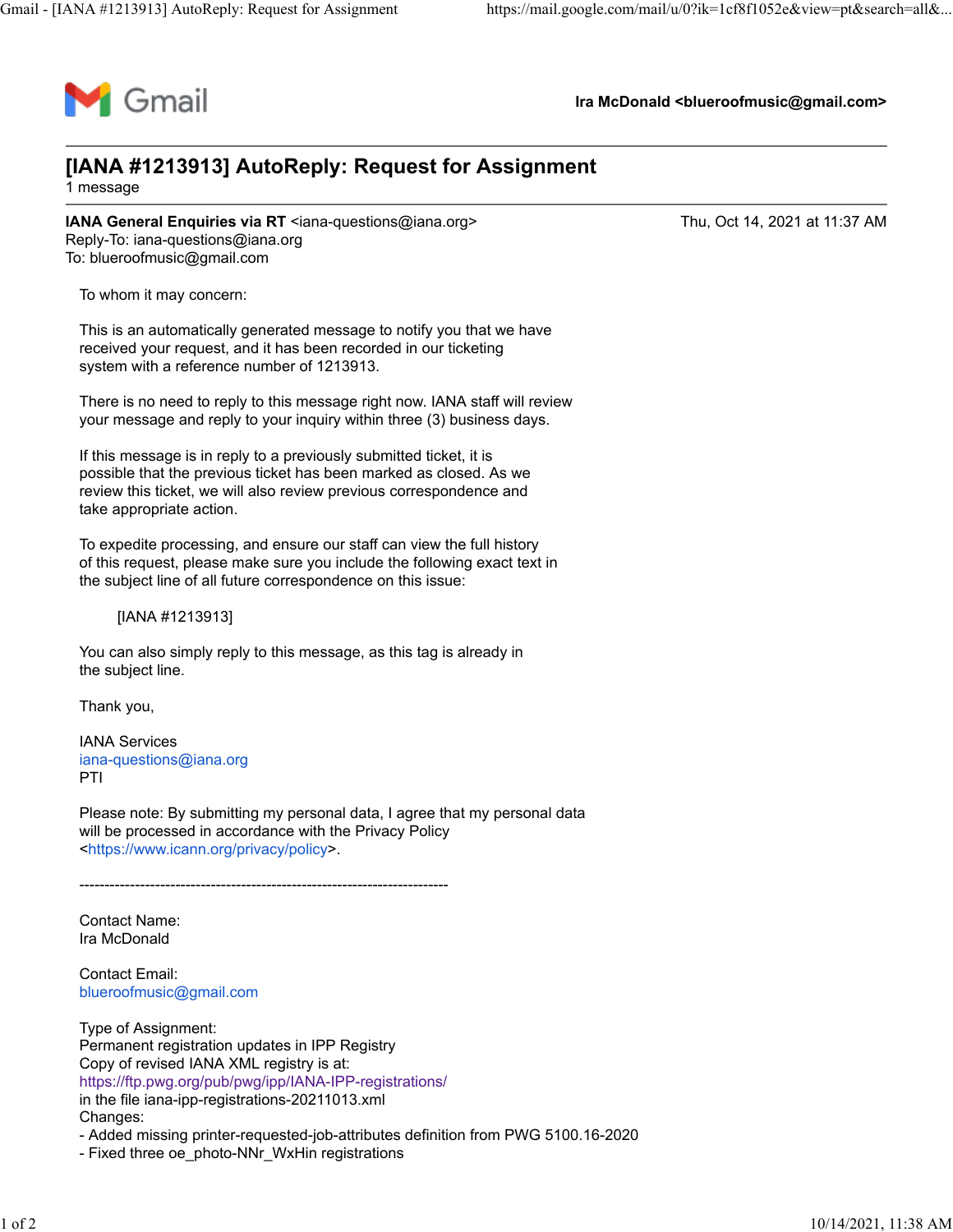Gmail — Ira McDonald <blueroofmusic@gmail.com>

# [IANA #1213913] AutoReply: Request for Assignment

1 message

**IANA General Enquiries via RT** <iana-questions@iana.org> — Thu, Oct 14, 2021 at 11:37 AM
Reply-To: iana-questions@iana.org
To: blueroofmusic@gmail.com

To whom it may concern:

This is an automatically generated message to notify you that we have received your request, and it has been recorded in our ticketing system with a reference number of 1213913.

There is no need to reply to this message right now. IANA staff will review your message and reply to your inquiry within three (3) business days.

If this message is in reply to a previously submitted ticket, it is possible that the previous ticket has been marked as closed. As we review this ticket, we will also review previous correspondence and take appropriate action.

To expedite processing, and ensure our staff can view the full history of this request, please make sure you include the following exact text in the subject line of all future correspondence on this issue:

[IANA #1213913]

You can also simply reply to this message, as this tag is already in the subject line.

Thank you,

IANA Services
iana-questions@iana.org
PTI

Please note: By submitting my personal data, I agree that my personal data will be processed in accordance with the Privacy Policy <https://www.icann.org/privacy/policy>.

-------------------------------------------------------------------------

Contact Name:
Ira McDonald

Contact Email:
blueroofmusic@gmail.com

Type of Assignment:
Permanent registration updates in IPP Registry
Copy of revised IANA XML registry is at:
https://ftp.pwg.org/pub/pwg/ipp/IANA-IPP-registrations/
in the file iana-ipp-registrations-20211013.xml
Changes:
- Added missing printer-requested-job-attributes definition from PWG 5100.16-2020
- Fixed three oe_photo-NNr_WxHin registrations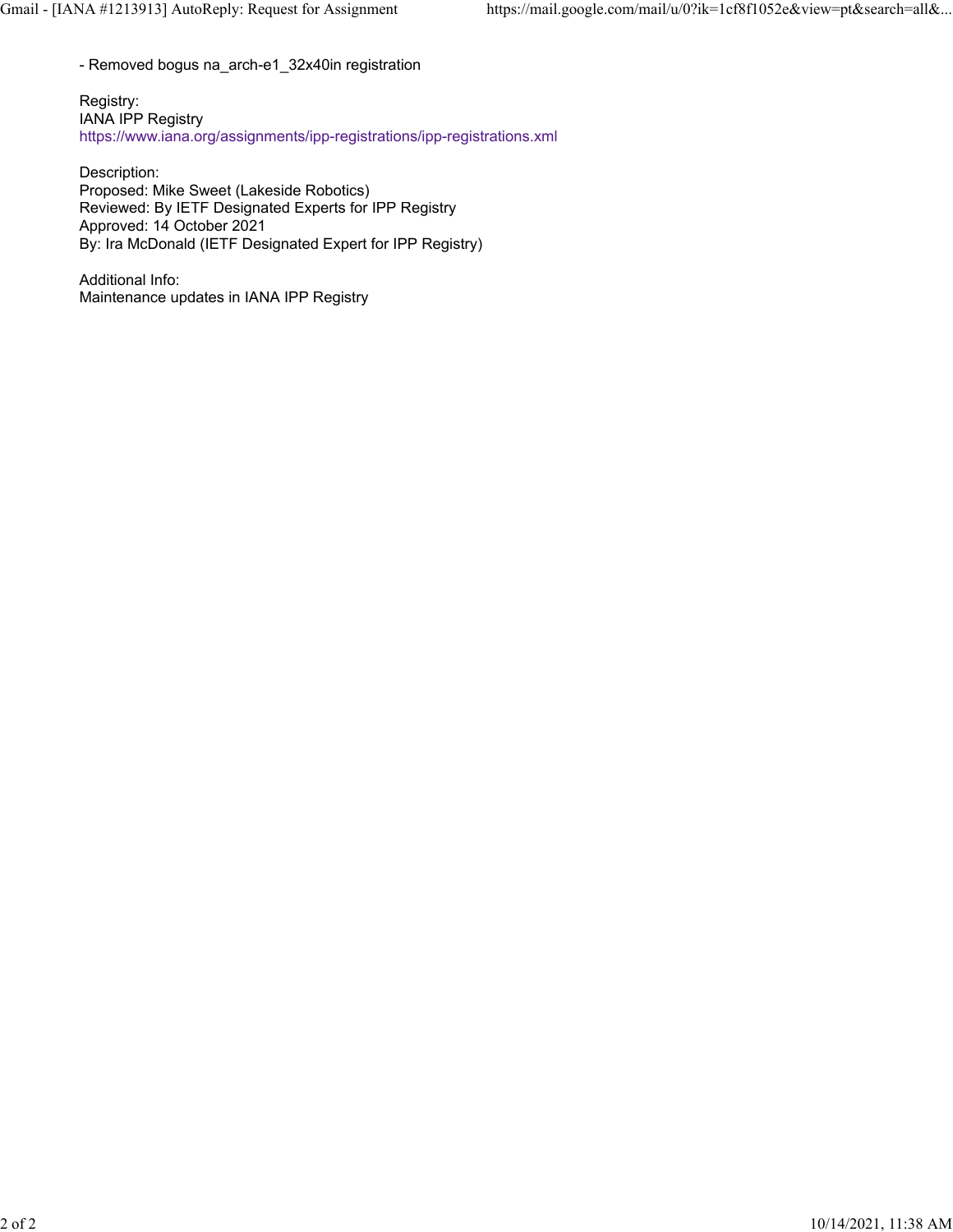- Removed bogus na_arch-e1_32x40in registration

Registry:
IANA IPP Registry
https://www.iana.org/assignments/ipp-registrations/ipp-registrations.xml

Description:
Proposed: Mike Sweet (Lakeside Robotics)
Reviewed: By IETF Designated Experts for IPP Registry
Approved: 14 October 2021
By: Ira McDonald (IETF Designated Expert for IPP Registry)

Additional Info:
Maintenance updates in IANA IPP Registry